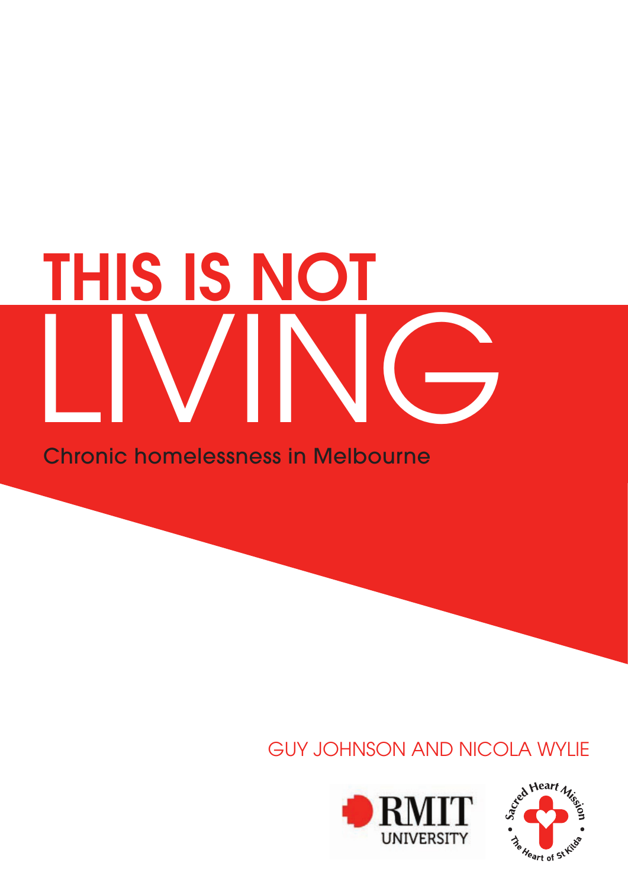# THIS IS NOT LIVING

Chronic homelessness in Melbourne

GUY JOHNSON AND NICOLA WYLIE

RMIT UNIVERSITY

Sacred Heart Mission • The Heart of St Kilda •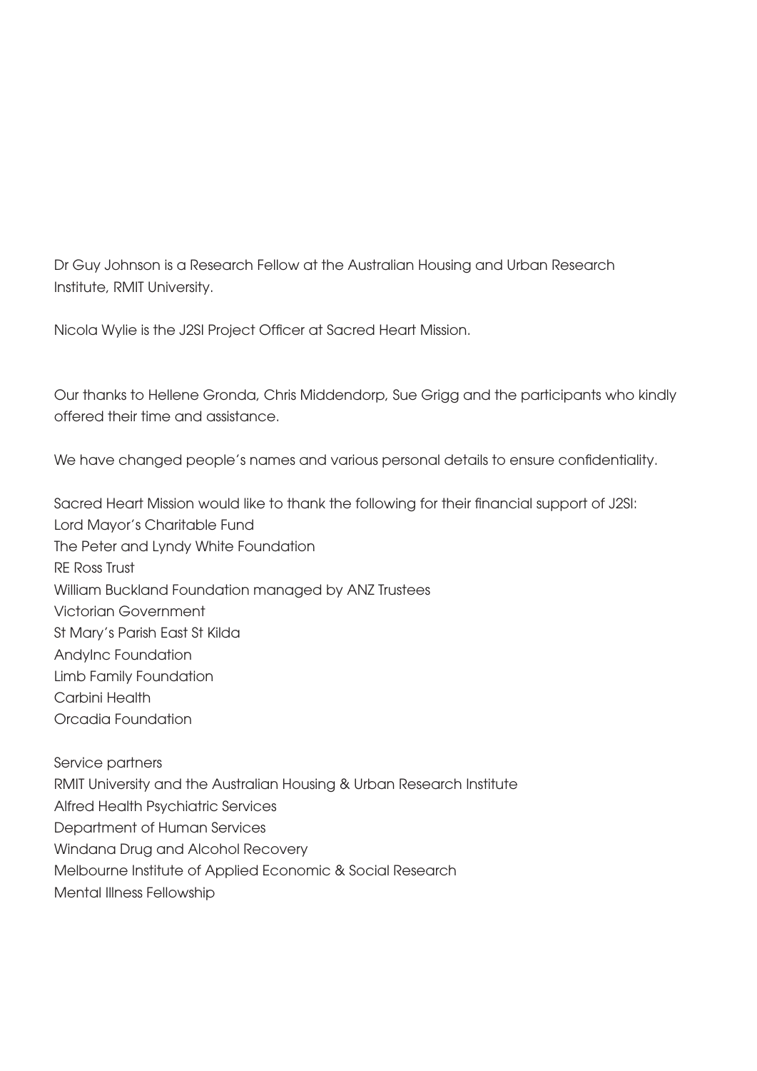Dr Guy Johnson is a Research Fellow at the Australian Housing and Urban Research Institute, RMIT University.

Nicola Wylie is the J2SI Project Officer at Sacred Heart Mission.

Our thanks to Hellene Gronda, Chris Middendorp, Sue Grigg and the participants who kindly offered their time and assistance.

We have changed people's names and various personal details to ensure confidentiality.

Sacred Heart Mission would like to thank the following for their financial support of J2SI:
Lord Mayor's Charitable Fund
The Peter and Lyndy White Foundation
RE Ross Trust
William Buckland Foundation managed by ANZ Trustees
Victorian Government
St Mary's Parish East St Kilda
AndyInc Foundation
Limb Family Foundation
Carbini Health
Orcadia Foundation

Service partners
RMIT University and the Australian Housing & Urban Research Institute
Alfred Health Psychiatric Services
Department of Human Services
Windana Drug and Alcohol Recovery
Melbourne Institute of Applied Economic & Social Research
Mental Illness Fellowship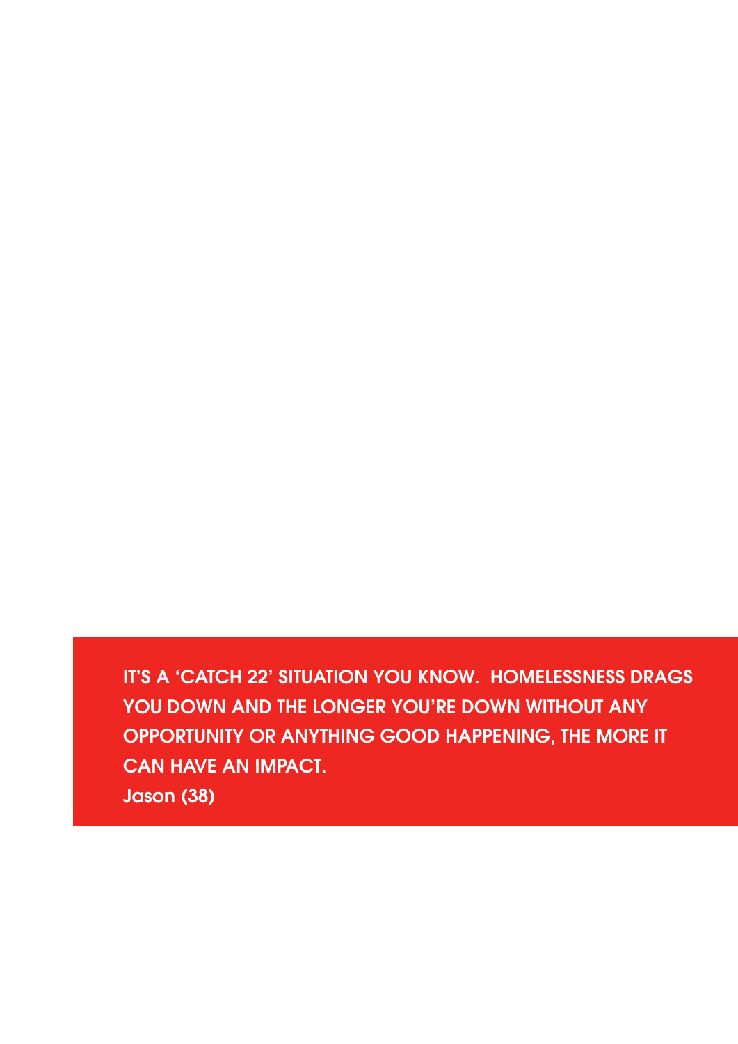**IT'S A 'CATCH 22' SITUATION YOU KNOW. HOMELESSNESS DRAGS YOU DOWN AND THE LONGER YOU'RE DOWN WITHOUT ANY OPPORTUNITY OR ANYTHING GOOD HAPPENING, THE MORE IT CAN HAVE AN IMPACT.**

**Jason (38)**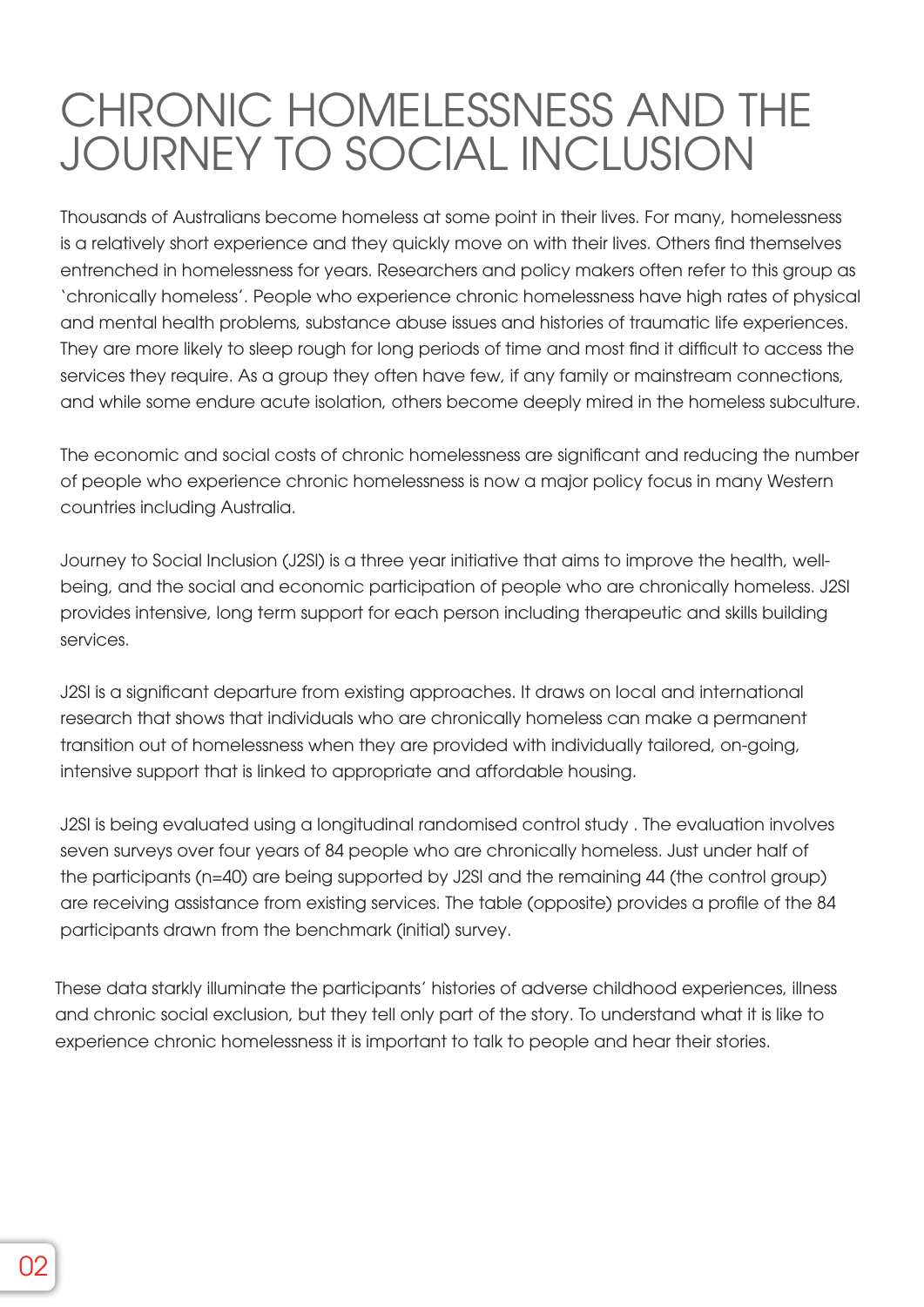# CHRONIC HOMELESSNESS AND THE JOURNEY TO SOCIAL INCLUSION

Thousands of Australians become homeless at some point in their lives. For many, homelessness is a relatively short experience and they quickly move on with their lives. Others find themselves entrenched in homelessness for years. Researchers and policy makers often refer to this group as 'chronically homeless'. People who experience chronic homelessness have high rates of physical and mental health problems, substance abuse issues and histories of traumatic life experiences. They are more likely to sleep rough for long periods of time and most find it difficult to access the services they require. As a group they often have few, if any family or mainstream connections, and while some endure acute isolation, others become deeply mired in the homeless subculture.

The economic and social costs of chronic homelessness are significant and reducing the number of people who experience chronic homelessness is now a major policy focus in many Western countries including Australia.

Journey to Social Inclusion (J2SI) is a three year initiative that aims to improve the health, well-being, and the social and economic participation of people who are chronically homeless. J2SI provides intensive, long term support for each person including therapeutic and skills building services.

J2SI is a significant departure from existing approaches. It draws on local and international research that shows that individuals who are chronically homeless can make a permanent transition out of homelessness when they are provided with individually tailored, on-going, intensive support that is linked to appropriate and affordable housing.

J2SI is being evaluated using a longitudinal randomised control study . The evaluation involves seven surveys over four years of 84 people who are chronically homeless. Just under half of the participants (n=40) are being supported by J2SI and the remaining 44 (the control group) are receiving assistance from existing services. The table (opposite) provides a profile of the 84 participants drawn from the benchmark (initial) survey.

These data starkly illuminate the participants' histories of adverse childhood experiences, illness and chronic social exclusion, but they tell only part of the story. To understand what it is like to experience chronic homelessness it is important to talk to people and hear their stories.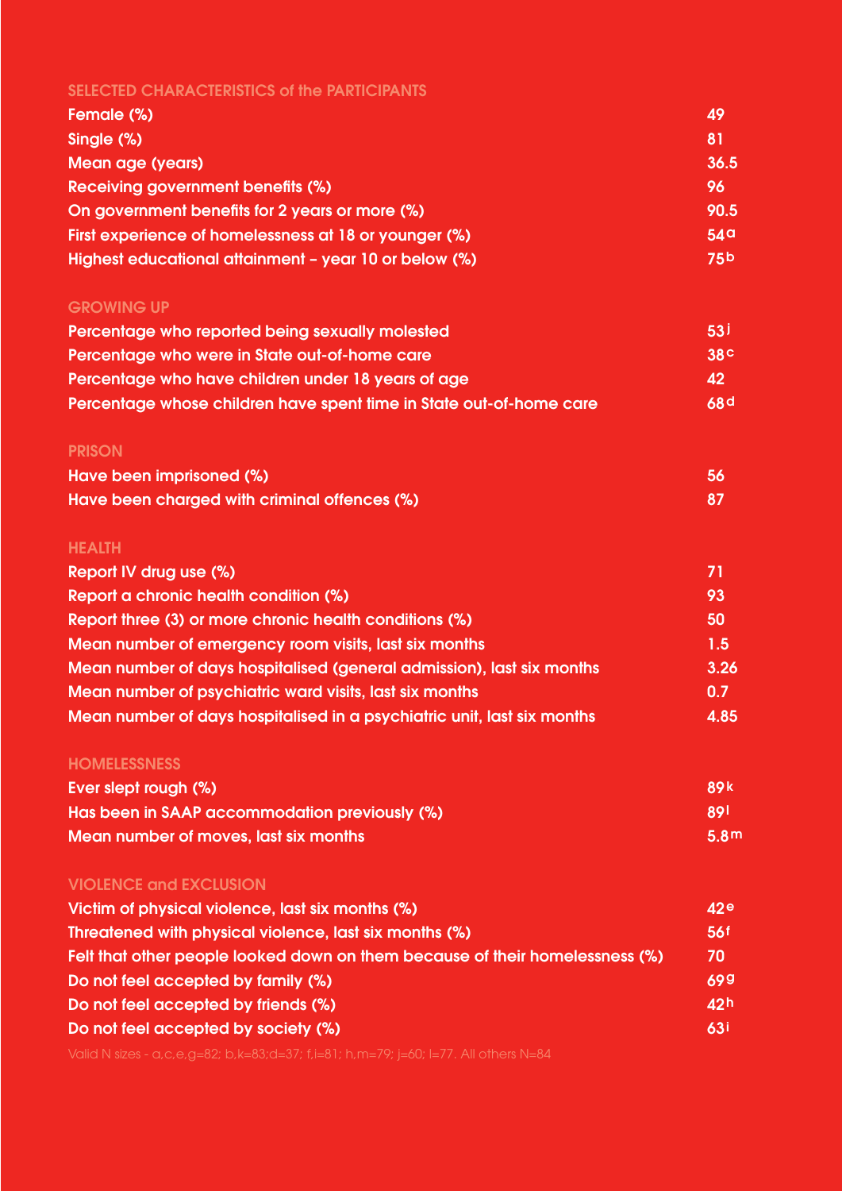## SELECTED CHARACTERISTICS of the PARTICIPANTS

| | |
|---|---|
| Female (%) | 49 |
| Single (%) | 81 |
| Mean age (years) | 36.5 |
| Receiving government benefits (%) | 96 |
| On government benefits for 2 years or more (%) | 90.5 |
| First experience of homelessness at 18 or younger (%) | 54[a] |
| Highest educational attainment – year 10 or below (%) | 75[b] |

## GROWING UP

| | |
|---|---|
| Percentage who reported being sexually molested | 53[j] |
| Percentage who were in State out-of-home care | 38[c] |
| Percentage who have children under 18 years of age | 42 |
| Percentage whose children have spent time in State out-of-home care | 68[d] |

## PRISON

| | |
|---|---|
| Have been imprisoned (%) | 56 |
| Have been charged with criminal offences (%) | 87 |

## HEALTH

| | |
|---|---|
| Report IV drug use (%) | 71 |
| Report a chronic health condition (%) | 93 |
| Report three (3) or more chronic health conditions (%) | 50 |
| Mean number of emergency room visits, last six months | 1.5 |
| Mean number of days hospitalised (general admission), last six months | 3.26 |
| Mean number of psychiatric ward visits, last six months | 0.7 |
| Mean number of days hospitalised in a psychiatric unit, last six months | 4.85 |

## HOMELESSNESS

| | |
|---|---|
| Ever slept rough (%) | 89[k] |
| Has been in SAAP accommodation previously (%) | 89[l] |
| Mean number of moves, last six months | 5.8[m] |

## VIOLENCE and EXCLUSION

| | |
|---|---|
| Victim of physical violence, last six months (%) | 42[e] |
| Threatened with physical violence, last six months (%) | 56[f] |
| Felt that other people looked down on them because of their homelessness (%) | 70 |
| Do not feel accepted by family (%) | 69[g] |
| Do not feel accepted by friends (%) | 42[h] |
| Do not feel accepted by society (%) | 63[i] |

Valid N sizes - a,c,e,g=82; b,k=83;d=37; f,i=81; h,m=79; j=60; l=77. All others N=84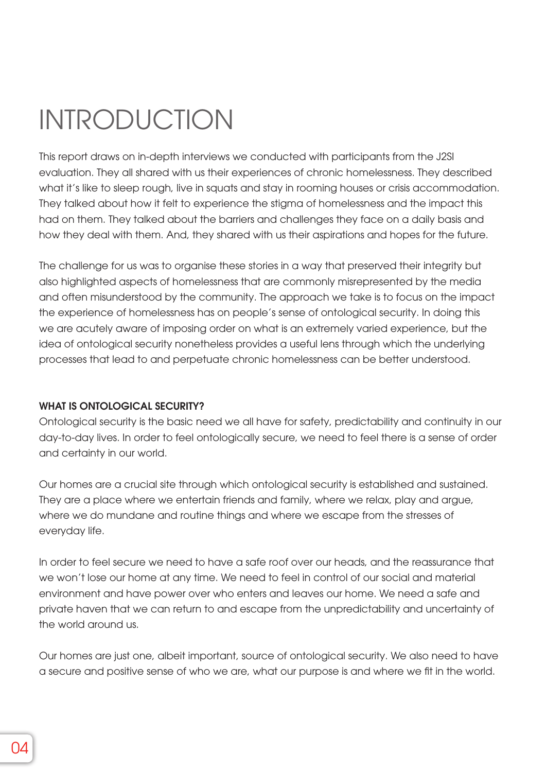# INTRODUCTION

This report draws on in-depth interviews we conducted with participants from the J2SI evaluation. They all shared with us their experiences of chronic homelessness. They described what it's like to sleep rough, live in squats and stay in rooming houses or crisis accommodation. They talked about how it felt to experience the stigma of homelessness and the impact this had on them. They talked about the barriers and challenges they face on a daily basis and how they deal with them. And, they shared with us their aspirations and hopes for the future.

The challenge for us was to organise these stories in a way that preserved their integrity but also highlighted aspects of homelessness that are commonly misrepresented by the media and often misunderstood by the community. The approach we take is to focus on the impact the experience of homelessness has on people's sense of ontological security. In doing this we are acutely aware of imposing order on what is an extremely varied experience, but the idea of ontological security nonetheless provides a useful lens through which the underlying processes that lead to and perpetuate chronic homelessness can be better understood.

**WHAT IS ONTOLOGICAL SECURITY?**

Ontological security is the basic need we all have for safety, predictability and continuity in our day-to-day lives. In order to feel ontologically secure, we need to feel there is a sense of order and certainty in our world.

Our homes are a crucial site through which ontological security is established and sustained. They are a place where we entertain friends and family, where we relax, play and argue, where we do mundane and routine things and where we escape from the stresses of everyday life.

In order to feel secure we need to have a safe roof over our heads, and the reassurance that we won't lose our home at any time. We need to feel in control of our social and material environment and have power over who enters and leaves our home. We need a safe and private haven that we can return to and escape from the unpredictability and uncertainty of the world around us.

Our homes are just one, albeit important, source of ontological security. We also need to have a secure and positive sense of who we are, what our purpose is and where we fit in the world.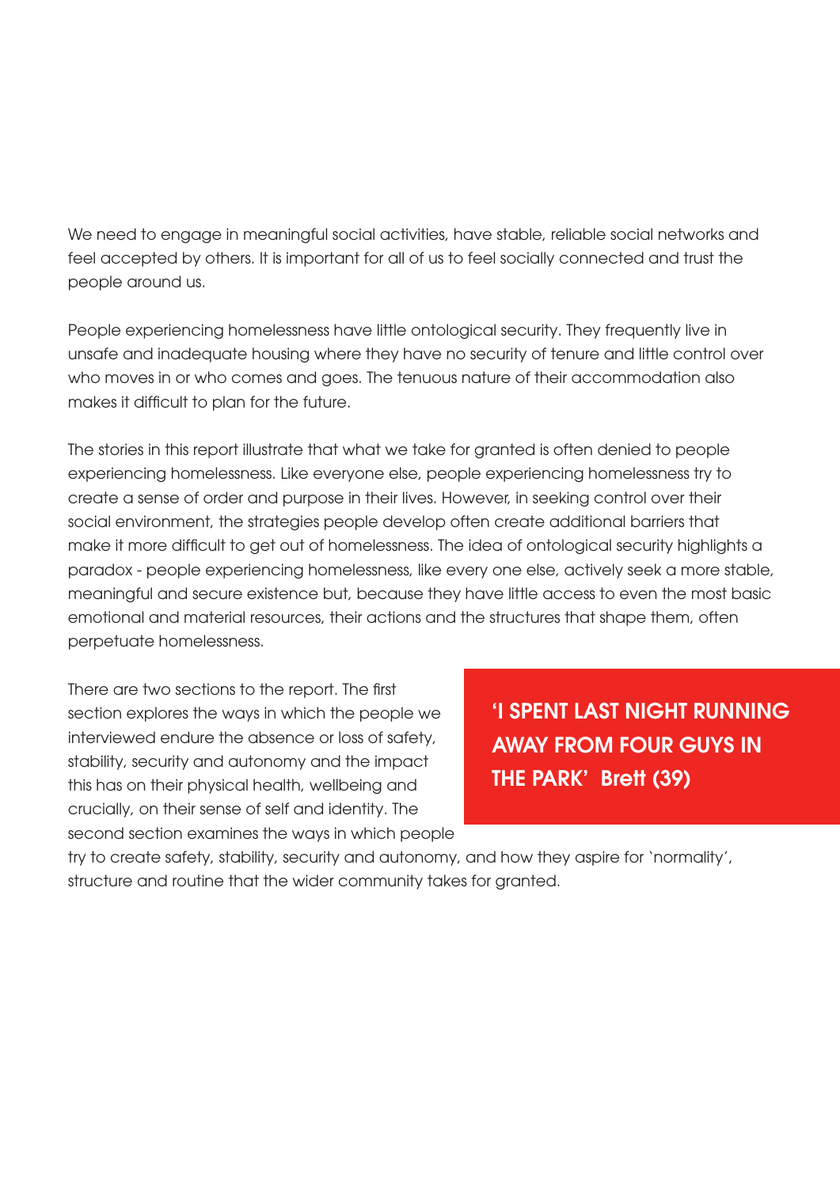We need to engage in meaningful social activities, have stable, reliable social networks and feel accepted by others. It is important for all of us to feel socially connected and trust the people around us.

People experiencing homelessness have little ontological security. They frequently live in unsafe and inadequate housing where they have no security of tenure and little control over who moves in or who comes and goes. The tenuous nature of their accommodation also makes it difficult to plan for the future.

The stories in this report illustrate that what we take for granted is often denied to people experiencing homelessness. Like everyone else, people experiencing homelessness try to create a sense of order and purpose in their lives. However, in seeking control over their social environment, the strategies people develop often create additional barriers that make it more difficult to get out of homelessness. The idea of ontological security highlights a paradox - people experiencing homelessness, like every one else, actively seek a more stable, meaningful and secure existence but, because they have little access to even the most basic emotional and material resources, their actions and the structures that shape them, often perpetuate homelessness.

There are two sections to the report. The first section explores the ways in which the people we interviewed endure the absence or loss of safety, stability, security and autonomy and the impact this has on their physical health, wellbeing and crucially, on their sense of self and identity. The second section examines the ways in which people try to create safety, stability, security and autonomy, and how they aspire for 'normality', structure and routine that the wider community takes for granted.

**'I SPENT LAST NIGHT RUNNING AWAY FROM FOUR GUYS IN THE PARK' Brett (39)**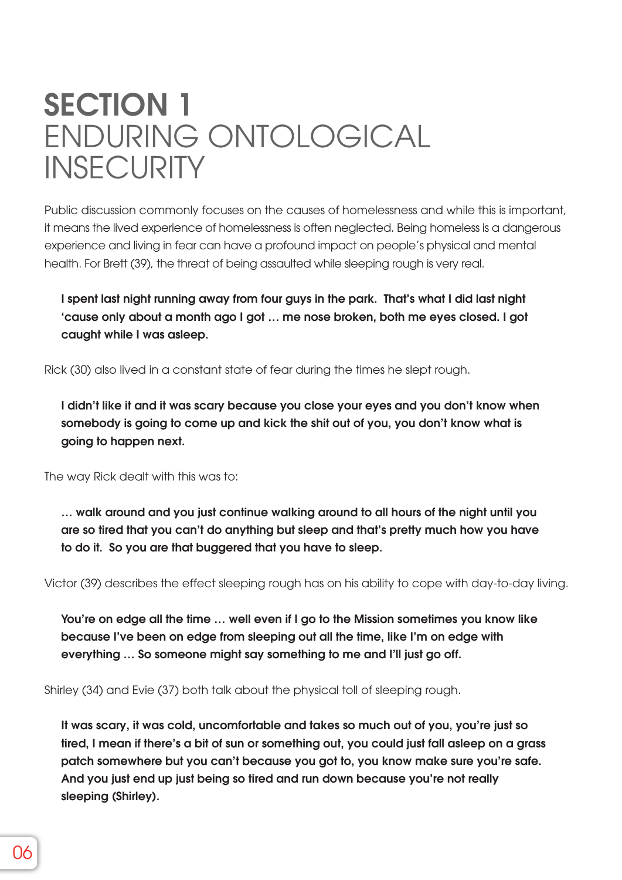# SECTION 1 ENDURING ONTOLOGICAL INSECURITY

Public discussion commonly focuses on the causes of homelessness and while this is important, it means the lived experience of homelessness is often neglected. Being homeless is a dangerous experience and living in fear can have a profound impact on people's physical and mental health. For Brett (39), the threat of being assaulted while sleeping rough is very real.

> **I spent last night running away from four guys in the park. That's what I did last night 'cause only about a month ago I got … me nose broken, both me eyes closed. I got caught while I was asleep.**

Rick (30) also lived in a constant state of fear during the times he slept rough.

> **I didn't like it and it was scary because you close your eyes and you don't know when somebody is going to come up and kick the shit out of you, you don't know what is going to happen next.**

The way Rick dealt with this was to:

> **… walk around and you just continue walking around to all hours of the night until you are so tired that you can't do anything but sleep and that's pretty much how you have to do it. So you are that buggered that you have to sleep.**

Victor (39) describes the effect sleeping rough has on his ability to cope with day-to-day living.

> **You're on edge all the time … well even if I go to the Mission sometimes you know like because I've been on edge from sleeping out all the time, like I'm on edge with everything … So someone might say something to me and I'll just go off.**

Shirley (34) and Evie (37) both talk about the physical toll of sleeping rough.

> **It was scary, it was cold, uncomfortable and takes so much out of you, you're just so tired, I mean if there's a bit of sun or something out, you could just fall asleep on a grass patch somewhere but you can't because you got to, you know make sure you're safe. And you just end up just being so tired and run down because you're not really sleeping (Shirley).**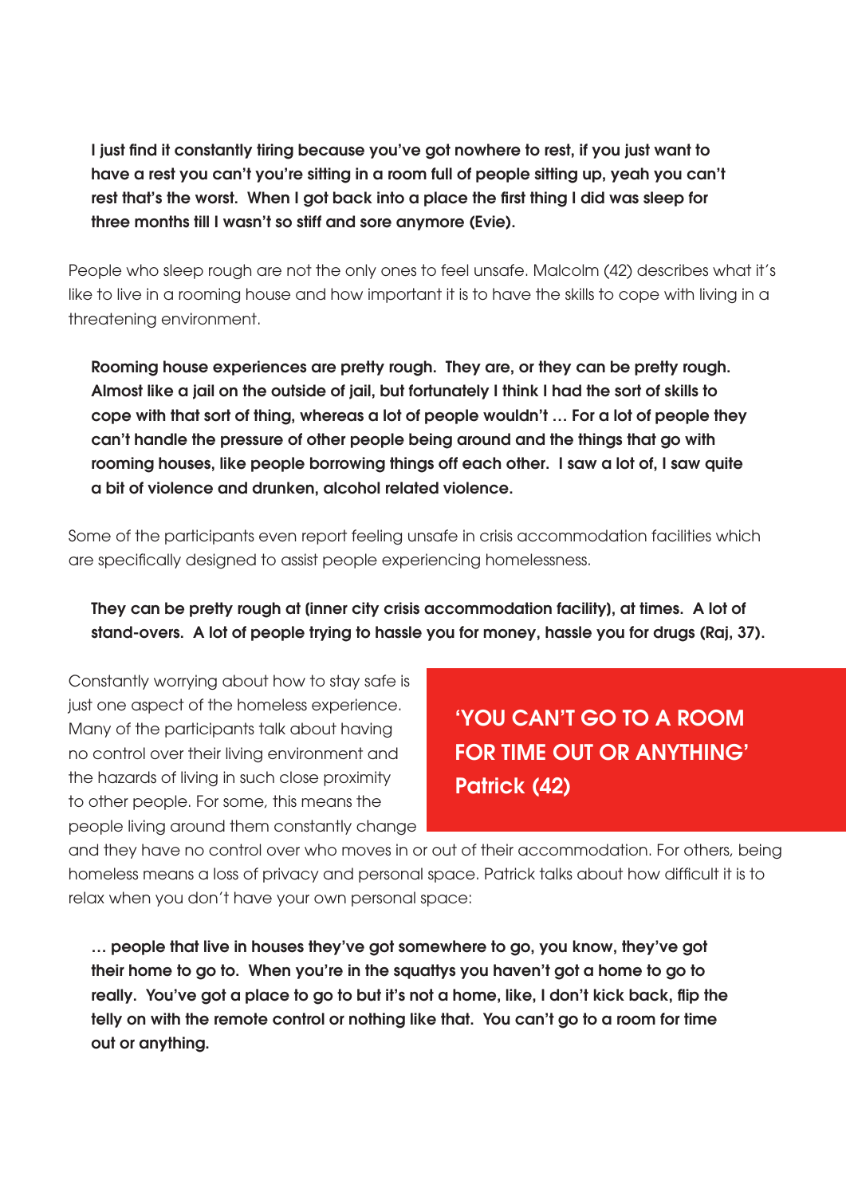**I just find it constantly tiring because you've got nowhere to rest, if you just want to have a rest you can't you're sitting in a room full of people sitting up, yeah you can't rest that's the worst. When I got back into a place the first thing I did was sleep for three months till I wasn't so stiff and sore anymore (Evie).**

People who sleep rough are not the only ones to feel unsafe. Malcolm (42) describes what it's like to live in a rooming house and how important it is to have the skills to cope with living in a threatening environment.

**Rooming house experiences are pretty rough. They are, or they can be pretty rough. Almost like a jail on the outside of jail, but fortunately I think I had the sort of skills to cope with that sort of thing, whereas a lot of people wouldn't … For a lot of people they can't handle the pressure of other people being around and the things that go with rooming houses, like people borrowing things off each other. I saw a lot of, I saw quite a bit of violence and drunken, alcohol related violence.**

Some of the participants even report feeling unsafe in crisis accommodation facilities which are specifically designed to assist people experiencing homelessness.

**They can be pretty rough at (inner city crisis accommodation facility), at times. A lot of stand-overs. A lot of people trying to hassle you for money, hassle you for drugs (Raj, 37).**

Constantly worrying about how to stay safe is just one aspect of the homeless experience. Many of the participants talk about having no control over their living environment and the hazards of living in such close proximity to other people. For some, this means the people living around them constantly change and they have no control over who moves in or out of their accommodation. For others, being homeless means a loss of privacy and personal space. Patrick talks about how difficult it is to relax when you don't have your own personal space:

> **'YOU CAN'T GO TO A ROOM FOR TIME OUT OR ANYTHING' Patrick (42)**

**… people that live in houses they've got somewhere to go, you know, they've got their home to go to. When you're in the squattys you haven't got a home to go to really. You've got a place to go to but it's not a home, like, I don't kick back, flip the telly on with the remote control or nothing like that. You can't go to a room for time out or anything.**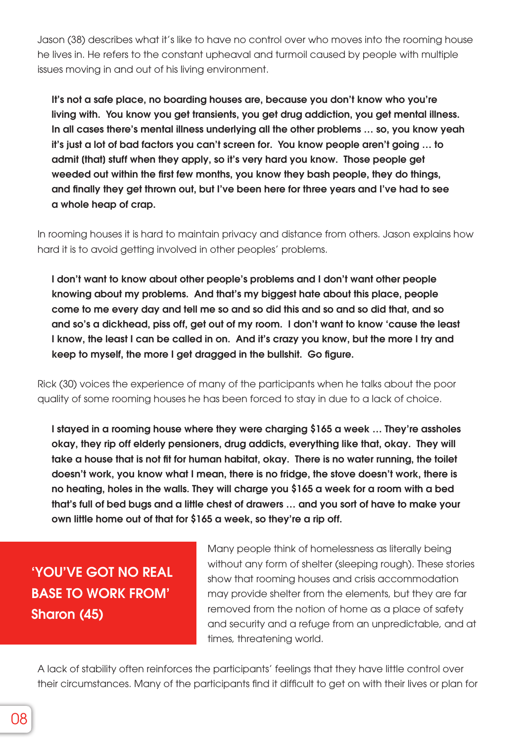Jason (38) describes what it's like to have no control over who moves into the rooming house he lives in. He refers to the constant upheaval and turmoil caused by people with multiple issues moving in and out of his living environment.

> **It's not a safe place, no boarding houses are, because you don't know who you're living with. You know you get transients, you get drug addiction, you get mental illness. In all cases there's mental illness underlying all the other problems … so, you know yeah it's just a lot of bad factors you can't screen for. You know people aren't going … to admit (that) stuff when they apply, so it's very hard you know. Those people get weeded out within the first few months, you know they bash people, they do things, and finally they get thrown out, but I've been here for three years and I've had to see a whole heap of crap.**

In rooming houses it is hard to maintain privacy and distance from others. Jason explains how hard it is to avoid getting involved in other peoples' problems.

> **I don't want to know about other people's problems and I don't want other people knowing about my problems. And that's my biggest hate about this place, people come to me every day and tell me so and so did this and so and so did that, and so and so's a dickhead, piss off, get out of my room. I don't want to know 'cause the least I know, the least I can be called in on. And it's crazy you know, but the more I try and keep to myself, the more I get dragged in the bullshit. Go figure.**

Rick (30) voices the experience of many of the participants when he talks about the poor quality of some rooming houses he has been forced to stay in due to a lack of choice.

> **I stayed in a rooming house where they were charging $165 a week … They're assholes okay, they rip off elderly pensioners, drug addicts, everything like that, okay. They will take a house that is not fit for human habitat, okay. There is no water running, the toilet doesn't work, you know what I mean, there is no fridge, the stove doesn't work, there is no heating, holes in the walls. They will charge you $165 a week for a room with a bed that's full of bed bugs and a little chest of drawers … and you sort of have to make your own little home out of that for $165 a week, so they're a rip off.**

**'YOU'VE GOT NO REAL BASE TO WORK FROM'**
**Sharon (45)**

Many people think of homelessness as literally being without any form of shelter (sleeping rough). These stories show that rooming houses and crisis accommodation may provide shelter from the elements, but they are far removed from the notion of home as a place of safety and security and a refuge from an unpredictable, and at times, threatening world.

A lack of stability often reinforces the participants' feelings that they have little control over their circumstances. Many of the participants find it difficult to get on with their lives or plan for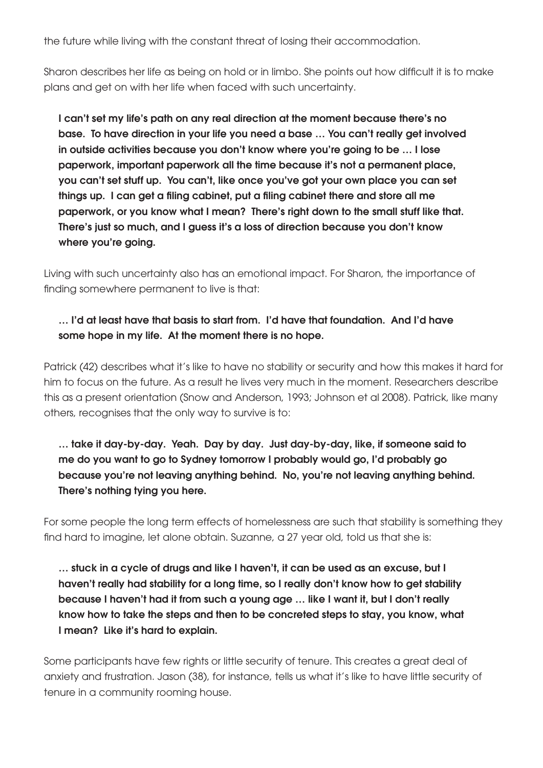the future while living with the constant threat of losing their accommodation.

Sharon describes her life as being on hold or in limbo. She points out how difficult it is to make plans and get on with her life when faced with such uncertainty.

> **I can't set my life's path on any real direction at the moment because there's no base. To have direction in your life you need a base … You can't really get involved in outside activities because you don't know where you're going to be … I lose paperwork, important paperwork all the time because it's not a permanent place, you can't set stuff up. You can't, like once you've got your own place you can set things up. I can get a filing cabinet, put a filing cabinet there and store all me paperwork, or you know what I mean? There's right down to the small stuff like that. There's just so much, and I guess it's a loss of direction because you don't know where you're going.**

Living with such uncertainty also has an emotional impact. For Sharon, the importance of finding somewhere permanent to live is that:

> **… I'd at least have that basis to start from. I'd have that foundation. And I'd have some hope in my life. At the moment there is no hope.**

Patrick (42) describes what it's like to have no stability or security and how this makes it hard for him to focus on the future. As a result he lives very much in the moment. Researchers describe this as a present orientation (Snow and Anderson, 1993; Johnson et al 2008). Patrick, like many others, recognises that the only way to survive is to:

> **… take it day-by-day. Yeah. Day by day. Just day-by-day, like, if someone said to me do you want to go to Sydney tomorrow I probably would go, I'd probably go because you're not leaving anything behind. No, you're not leaving anything behind. There's nothing tying you here.**

For some people the long term effects of homelessness are such that stability is something they find hard to imagine, let alone obtain. Suzanne, a 27 year old, told us that she is:

> **… stuck in a cycle of drugs and like I haven't, it can be used as an excuse, but I haven't really had stability for a long time, so I really don't know how to get stability because I haven't had it from such a young age … like I want it, but I don't really know how to take the steps and then to be concreted steps to stay, you know, what I mean? Like it's hard to explain.**

Some participants have few rights or little security of tenure. This creates a great deal of anxiety and frustration. Jason (38), for instance, tells us what it's like to have little security of tenure in a community rooming house.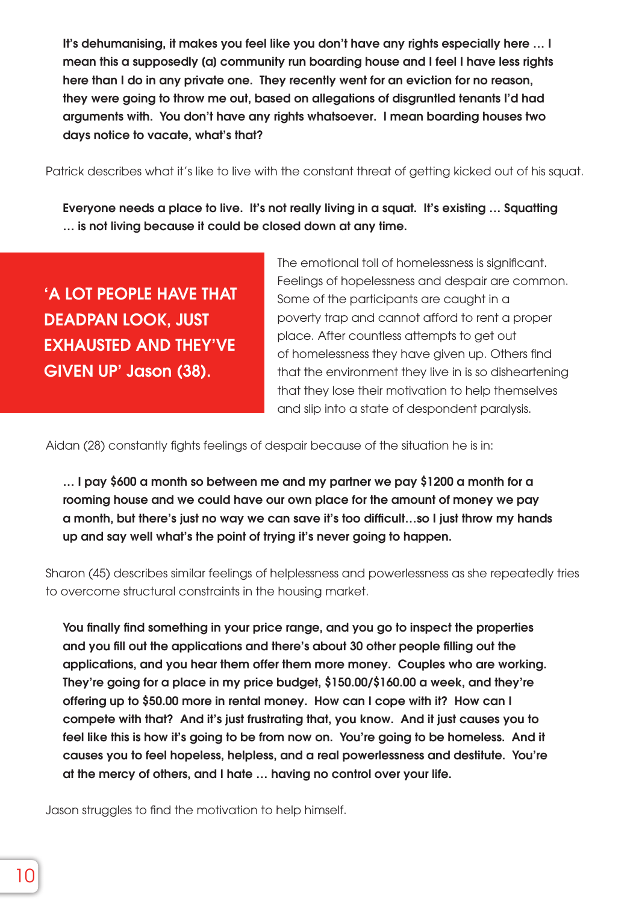**It's dehumanising, it makes you feel like you don't have any rights especially here … I mean this a supposedly (a) community run boarding house and I feel I have less rights here than I do in any private one. They recently went for an eviction for no reason, they were going to throw me out, based on allegations of disgruntled tenants I'd had arguments with. You don't have any rights whatsoever. I mean boarding houses two days notice to vacate, what's that?**

Patrick describes what it's like to live with the constant threat of getting kicked out of his squat.

**Everyone needs a place to live. It's not really living in a squat. It's existing … Squatting … is not living because it could be closed down at any time.**

**'A LOT PEOPLE HAVE THAT DEADPAN LOOK, JUST EXHAUSTED AND THEY'VE GIVEN UP' Jason (38).**

The emotional toll of homelessness is significant. Feelings of hopelessness and despair are common. Some of the participants are caught in a poverty trap and cannot afford to rent a proper place. After countless attempts to get out of homelessness they have given up. Others find that the environment they live in is so disheartening that they lose their motivation to help themselves and slip into a state of despondent paralysis.

Aidan (28) constantly fights feelings of despair because of the situation he is in:

**… I pay $600 a month so between me and my partner we pay $1200 a month for a rooming house and we could have our own place for the amount of money we pay a month, but there's just no way we can save it's too difficult…so I just throw my hands up and say well what's the point of trying it's never going to happen.**

Sharon (45) describes similar feelings of helplessness and powerlessness as she repeatedly tries to overcome structural constraints in the housing market.

**You finally find something in your price range, and you go to inspect the properties and you fill out the applications and there's about 30 other people filling out the applications, and you hear them offer them more money. Couples who are working. They're going for a place in my price budget, $150.00/$160.00 a week, and they're offering up to $50.00 more in rental money. How can I cope with it? How can I compete with that? And it's just frustrating that, you know. And it just causes you to feel like this is how it's going to be from now on. You're going to be homeless. And it causes you to feel hopeless, helpless, and a real powerlessness and destitute. You're at the mercy of others, and I hate … having no control over your life.**

Jason struggles to find the motivation to help himself.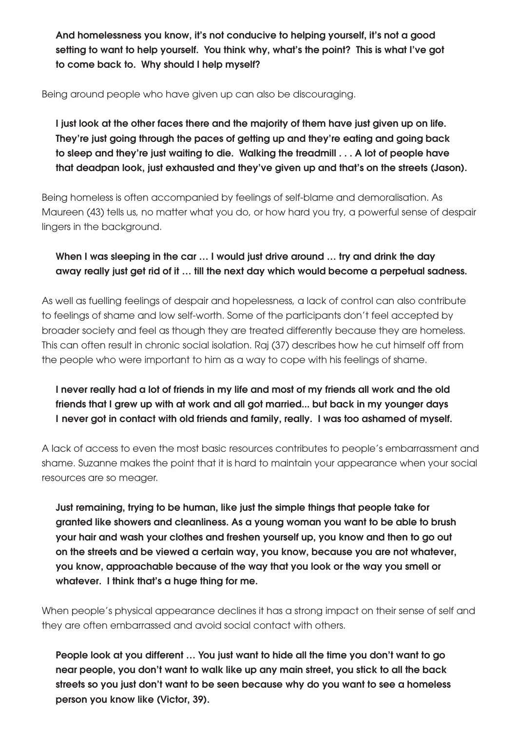**And homelessness you know, it's not conducive to helping yourself, it's not a good setting to want to help yourself. You think why, what's the point? This is what I've got to come back to. Why should I help myself?**

Being around people who have given up can also be discouraging.

**I just look at the other faces there and the majority of them have just given up on life. They're just going through the paces of getting up and they're eating and going back to sleep and they're just waiting to die. Walking the treadmill . . . A lot of people have that deadpan look, just exhausted and they've given up and that's on the streets (Jason).**

Being homeless is often accompanied by feelings of self-blame and demoralisation. As Maureen (43) tells us, no matter what you do, or how hard you try, a powerful sense of despair lingers in the background.

**When I was sleeping in the car … I would just drive around … try and drink the day away really just get rid of it … till the next day which would become a perpetual sadness.**

As well as fuelling feelings of despair and hopelessness, a lack of control can also contribute to feelings of shame and low self-worth. Some of the participants don't feel accepted by broader society and feel as though they are treated differently because they are homeless. This can often result in chronic social isolation. Raj (37) describes how he cut himself off from the people who were important to him as a way to cope with his feelings of shame.

**I never really had a lot of friends in my life and most of my friends all work and the old friends that I grew up with at work and all got married... but back in my younger days I never got in contact with old friends and family, really. I was too ashamed of myself.**

A lack of access to even the most basic resources contributes to people's embarrassment and shame. Suzanne makes the point that it is hard to maintain your appearance when your social resources are so meager.

**Just remaining, trying to be human, like just the simple things that people take for granted like showers and cleanliness. As a young woman you want to be able to brush your hair and wash your clothes and freshen yourself up, you know and then to go out on the streets and be viewed a certain way, you know, because you are not whatever, you know, approachable because of the way that you look or the way you smell or whatever. I think that's a huge thing for me.**

When people's physical appearance declines it has a strong impact on their sense of self and they are often embarrassed and avoid social contact with others.

**People look at you different … You just want to hide all the time you don't want to go near people, you don't want to walk like up any main street, you stick to all the back streets so you just don't want to be seen because why do you want to see a homeless person you know like (Victor, 39).**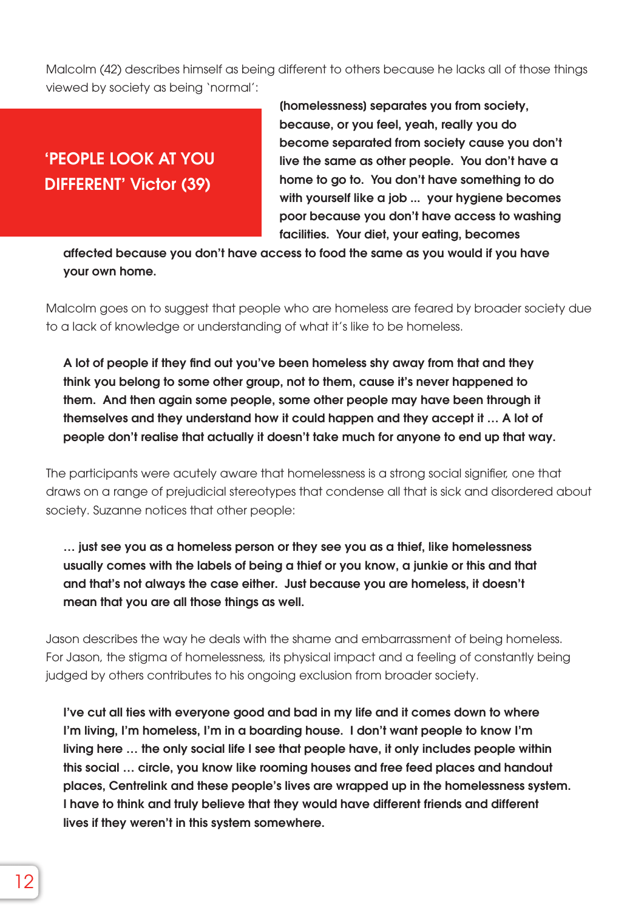Malcolm (42) describes himself as being different to others because he lacks all of those things viewed by society as being 'normal':

> **(homelessness) separates you from society, because, or you feel, yeah, really you do become separated from society cause you don't live the same as other people. You don't have a home to go to. You don't have something to do with yourself like a job ... your hygiene becomes poor because you don't have access to washing facilities. Your diet, your eating, becomes affected because you don't have access to food the same as you would if you have your own home.**

**'PEOPLE LOOK AT YOU DIFFERENT' Victor (39)**

Malcolm goes on to suggest that people who are homeless are feared by broader society due to a lack of knowledge or understanding of what it's like to be homeless.

> **A lot of people if they find out you've been homeless shy away from that and they think you belong to some other group, not to them, cause it's never happened to them. And then again some people, some other people may have been through it themselves and they understand how it could happen and they accept it … A lot of people don't realise that actually it doesn't take much for anyone to end up that way.**

The participants were acutely aware that homelessness is a strong social signifier, one that draws on a range of prejudicial stereotypes that condense all that is sick and disordered about society. Suzanne notices that other people:

> **… just see you as a homeless person or they see you as a thief, like homelessness usually comes with the labels of being a thief or you know, a junkie or this and that and that's not always the case either. Just because you are homeless, it doesn't mean that you are all those things as well.**

Jason describes the way he deals with the shame and embarrassment of being homeless. For Jason, the stigma of homelessness, its physical impact and a feeling of constantly being judged by others contributes to his ongoing exclusion from broader society.

> **I've cut all ties with everyone good and bad in my life and it comes down to where I'm living, I'm homeless, I'm in a boarding house. I don't want people to know I'm living here … the only social life I see that people have, it only includes people within this social … circle, you know like rooming houses and free feed places and handout places, Centrelink and these people's lives are wrapped up in the homelessness system. I have to think and truly believe that they would have different friends and different lives if they weren't in this system somewhere.**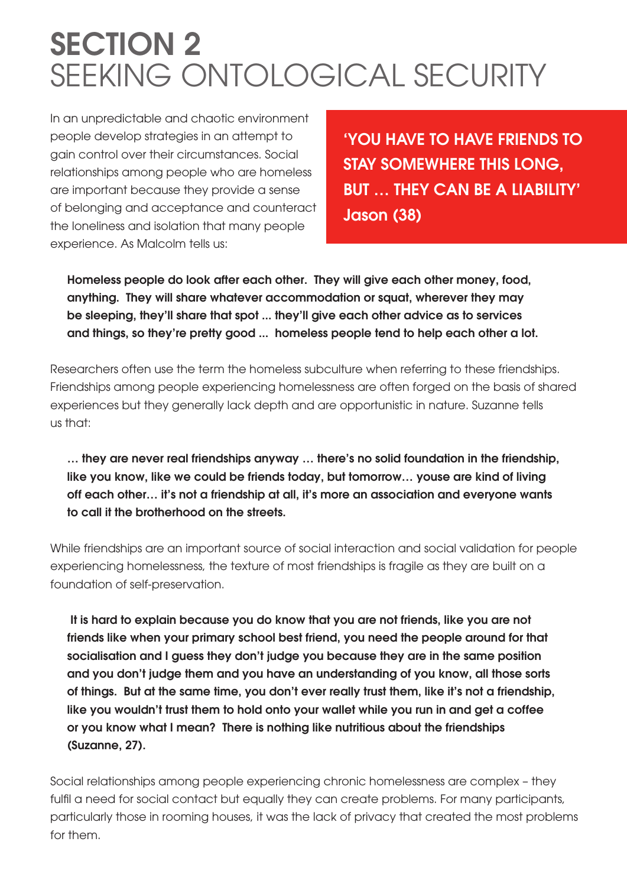# SECTION 2
# SEEKING ONTOLOGICAL SECURITY

In an unpredictable and chaotic environment people develop strategies in an attempt to gain control over their circumstances. Social relationships among people who are homeless are important because they provide a sense of belonging and acceptance and counteract the loneliness and isolation that many people experience. As Malcolm tells us:

> **'YOU HAVE TO HAVE FRIENDS TO STAY SOMEWHERE THIS LONG, BUT … THEY CAN BE A LIABILITY'**
> **Jason (38)**

> **Homeless people do look after each other. They will give each other money, food, anything. They will share whatever accommodation or squat, wherever they may be sleeping, they'll share that spot ... they'll give each other advice as to services and things, so they're pretty good ... homeless people tend to help each other a lot.**

Researchers often use the term the homeless subculture when referring to these friendships. Friendships among people experiencing homelessness are often forged on the basis of shared experiences but they generally lack depth and are opportunistic in nature. Suzanne tells us that:

> **… they are never real friendships anyway … there's no solid foundation in the friendship, like you know, like we could be friends today, but tomorrow… youse are kind of living off each other… it's not a friendship at all, it's more an association and everyone wants to call it the brotherhood on the streets.**

While friendships are an important source of social interaction and social validation for people experiencing homelessness, the texture of most friendships is fragile as they are built on a foundation of self-preservation.

> **It is hard to explain because you do know that you are not friends, like you are not friends like when your primary school best friend, you need the people around for that socialisation and I guess they don't judge you because they are in the same position and you don't judge them and you have an understanding of you know, all those sorts of things. But at the same time, you don't ever really trust them, like it's not a friendship, like you wouldn't trust them to hold onto your wallet while you run in and get a coffee or you know what I mean? There is nothing like nutritious about the friendships (Suzanne, 27).**

Social relationships among people experiencing chronic homelessness are complex – they fulfil a need for social contact but equally they can create problems. For many participants, particularly those in rooming houses, it was the lack of privacy that created the most problems for them.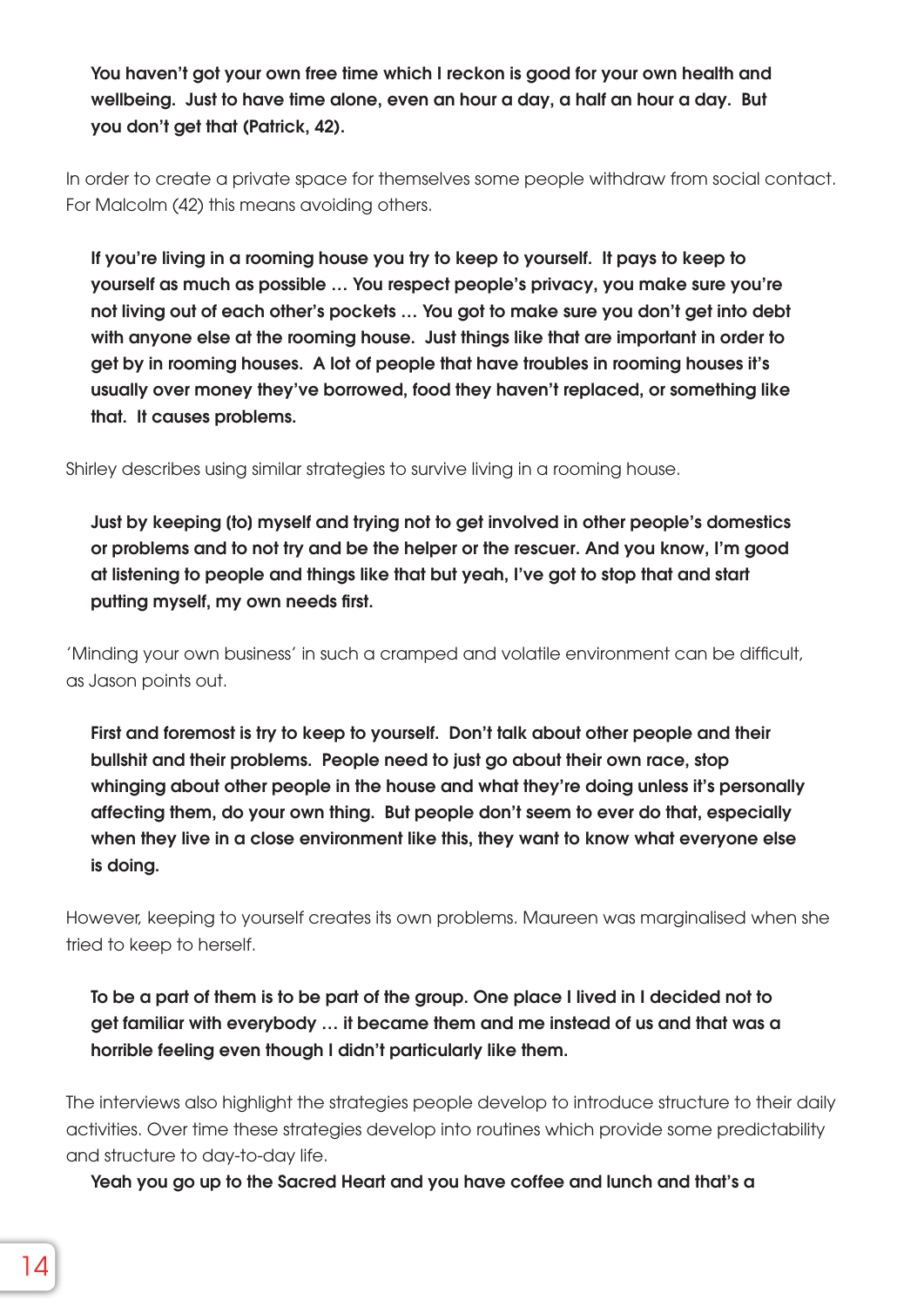**You haven't got your own free time which I reckon is good for your own health and wellbeing. Just to have time alone, even an hour a day, a half an hour a day. But you don't get that (Patrick, 42).**

In order to create a private space for themselves some people withdraw from social contact. For Malcolm (42) this means avoiding others.

**If you're living in a rooming house you try to keep to yourself. It pays to keep to yourself as much as possible … You respect people's privacy, you make sure you're not living out of each other's pockets … You got to make sure you don't get into debt with anyone else at the rooming house. Just things like that are important in order to get by in rooming houses. A lot of people that have troubles in rooming houses it's usually over money they've borrowed, food they haven't replaced, or something like that. It causes problems.**

Shirley describes using similar strategies to survive living in a rooming house.

**Just by keeping (to) myself and trying not to get involved in other people's domestics or problems and to not try and be the helper or the rescuer. And you know, I'm good at listening to people and things like that but yeah, I've got to stop that and start putting myself, my own needs first.**

'Minding your own business' in such a cramped and volatile environment can be difficult, as Jason points out.

**First and foremost is try to keep to yourself. Don't talk about other people and their bullshit and their problems. People need to just go about their own race, stop whinging about other people in the house and what they're doing unless it's personally affecting them, do your own thing. But people don't seem to ever do that, especially when they live in a close environment like this, they want to know what everyone else is doing.**

However, keeping to yourself creates its own problems. Maureen was marginalised when she tried to keep to herself.

**To be a part of them is to be part of the group. One place I lived in I decided not to get familiar with everybody … it became them and me instead of us and that was a horrible feeling even though I didn't particularly like them.**

The interviews also highlight the strategies people develop to introduce structure to their daily activities. Over time these strategies develop into routines which provide some predictability and structure to day-to-day life.

**Yeah you go up to the Sacred Heart and you have coffee and lunch and that's a**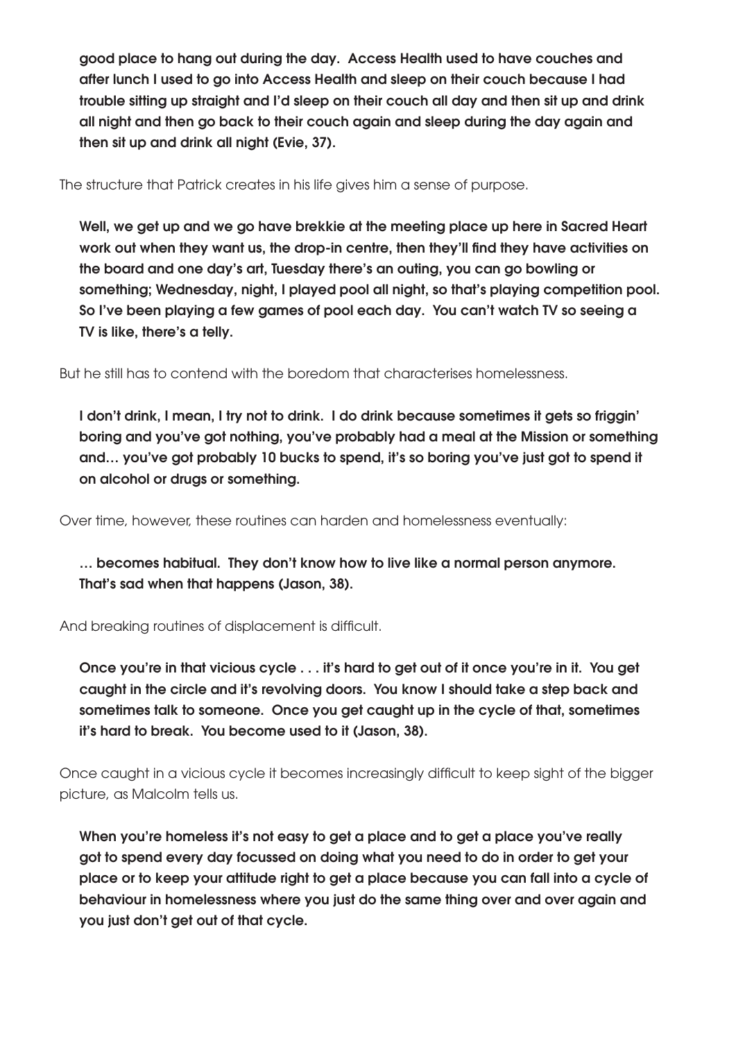**good place to hang out during the day. Access Health used to have couches and after lunch I used to go into Access Health and sleep on their couch because I had trouble sitting up straight and I'd sleep on their couch all day and then sit up and drink all night and then go back to their couch again and sleep during the day again and then sit up and drink all night (Evie, 37).**

The structure that Patrick creates in his life gives him a sense of purpose.

> **Well, we get up and we go have brekkie at the meeting place up here in Sacred Heart work out when they want us, the drop-in centre, then they'll find they have activities on the board and one day's art, Tuesday there's an outing, you can go bowling or something; Wednesday, night, I played pool all night, so that's playing competition pool. So I've been playing a few games of pool each day. You can't watch TV so seeing a TV is like, there's a telly.**

But he still has to contend with the boredom that characterises homelessness.

> **I don't drink, I mean, I try not to drink. I do drink because sometimes it gets so friggin' boring and you've got nothing, you've probably had a meal at the Mission or something and… you've got probably 10 bucks to spend, it's so boring you've just got to spend it on alcohol or drugs or something.**

Over time, however, these routines can harden and homelessness eventually:

> **… becomes habitual. They don't know how to live like a normal person anymore. That's sad when that happens (Jason, 38).**

And breaking routines of displacement is difficult.

> **Once you're in that vicious cycle . . . it's hard to get out of it once you're in it. You get caught in the circle and it's revolving doors. You know I should take a step back and sometimes talk to someone. Once you get caught up in the cycle of that, sometimes it's hard to break. You become used to it (Jason, 38).**

Once caught in a vicious cycle it becomes increasingly difficult to keep sight of the bigger picture, as Malcolm tells us.

> **When you're homeless it's not easy to get a place and to get a place you've really got to spend every day focussed on doing what you need to do in order to get your place or to keep your attitude right to get a place because you can fall into a cycle of behaviour in homelessness where you just do the same thing over and over again and you just don't get out of that cycle.**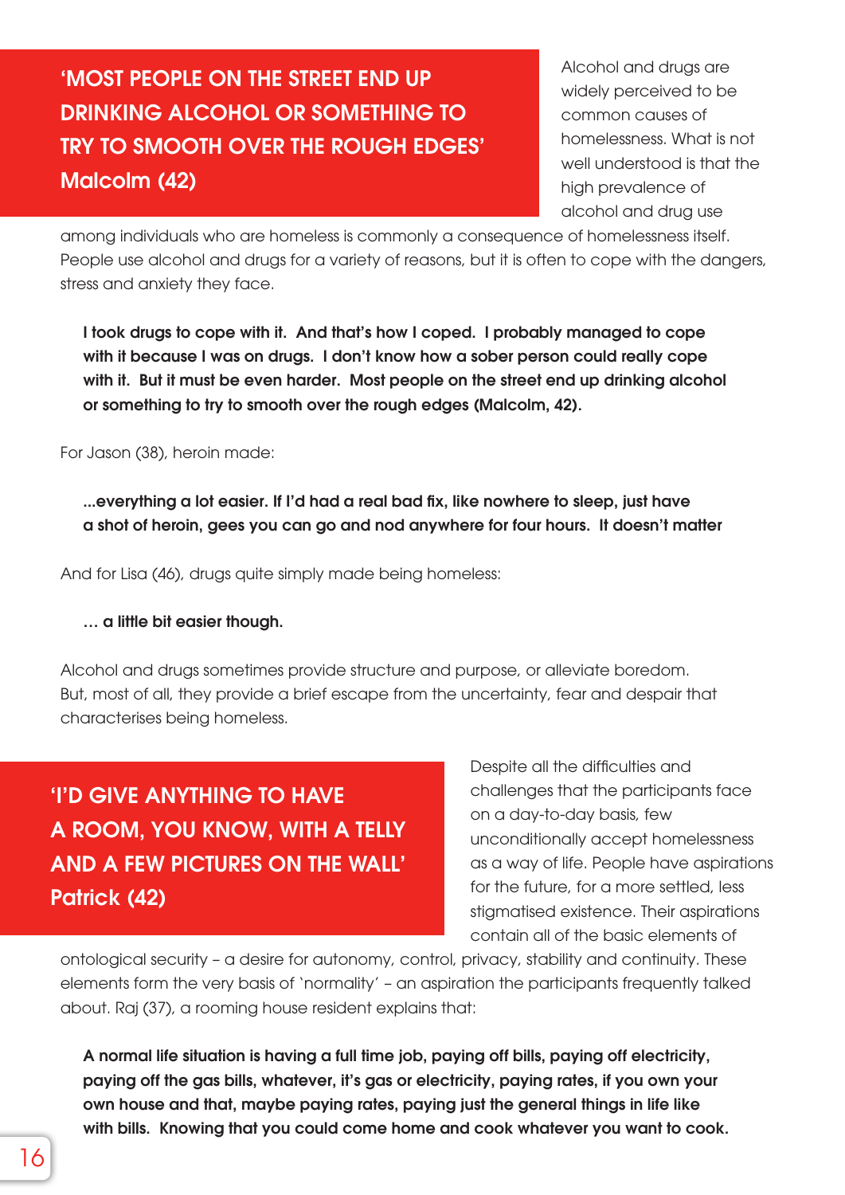> **'MOST PEOPLE ON THE STREET END UP DRINKING ALCOHOL OR SOMETHING TO TRY TO SMOOTH OVER THE ROUGH EDGES'**
> **Malcolm (42)**

Alcohol and drugs are widely perceived to be common causes of homelessness. What is not well understood is that the high prevalence of alcohol and drug use among individuals who are homeless is commonly a consequence of homelessness itself. People use alcohol and drugs for a variety of reasons, but it is often to cope with the dangers, stress and anxiety they face.

> **I took drugs to cope with it. And that's how I coped. I probably managed to cope with it because I was on drugs. I don't know how a sober person could really cope with it. But it must be even harder. Most people on the street end up drinking alcohol or something to try to smooth over the rough edges (Malcolm, 42).**

For Jason (38), heroin made:

> **...everything a lot easier. If I'd had a real bad fix, like nowhere to sleep, just have a shot of heroin, gees you can go and nod anywhere for four hours. It doesn't matter**

And for Lisa (46), drugs quite simply made being homeless:

> **… a little bit easier though.**

Alcohol and drugs sometimes provide structure and purpose, or alleviate boredom. But, most of all, they provide a brief escape from the uncertainty, fear and despair that characterises being homeless.

> **'I'D GIVE ANYTHING TO HAVE A ROOM, YOU KNOW, WITH A TELLY AND A FEW PICTURES ON THE WALL'**
> **Patrick (42)**

Despite all the difficulties and challenges that the participants face on a day-to-day basis, few unconditionally accept homelessness as a way of life. People have aspirations for the future, for a more settled, less stigmatised existence. Their aspirations contain all of the basic elements of ontological security – a desire for autonomy, control, privacy, stability and continuity. These elements form the very basis of 'normality' – an aspiration the participants frequently talked about. Raj (37), a rooming house resident explains that:

> **A normal life situation is having a full time job, paying off bills, paying off electricity, paying off the gas bills, whatever, it's gas or electricity, paying rates, if you own your own house and that, maybe paying rates, paying just the general things in life like with bills. Knowing that you could come home and cook whatever you want to cook.**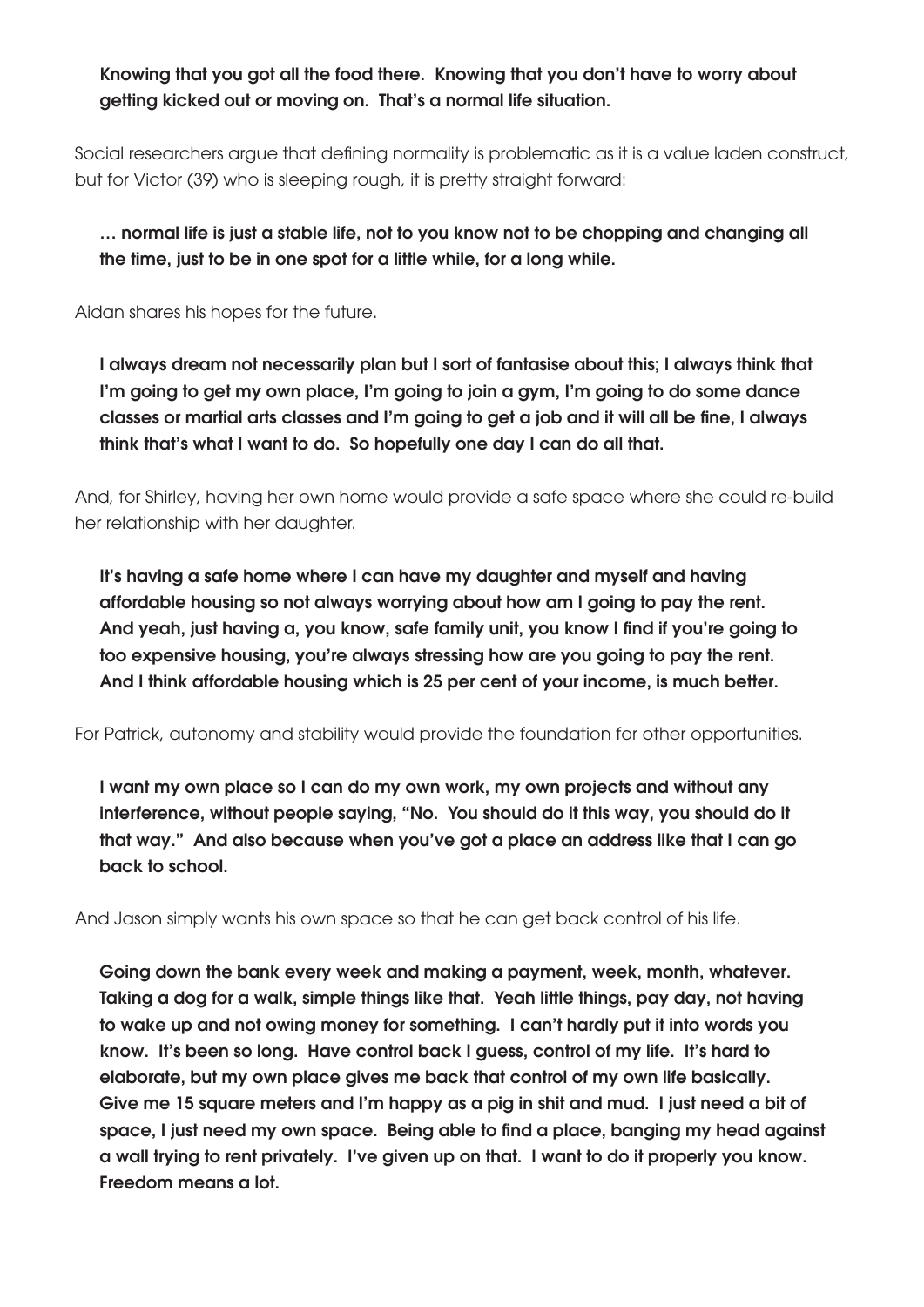**Knowing that you got all the food there. Knowing that you don't have to worry about getting kicked out or moving on. That's a normal life situation.**

Social researchers argue that defining normality is problematic as it is a value laden construct, but for Victor (39) who is sleeping rough, it is pretty straight forward:

> **… normal life is just a stable life, not to you know not to be chopping and changing all the time, just to be in one spot for a little while, for a long while.**

Aidan shares his hopes for the future.

> **I always dream not necessarily plan but I sort of fantasise about this; I always think that I'm going to get my own place, I'm going to join a gym, I'm going to do some dance classes or martial arts classes and I'm going to get a job and it will all be fine, I always think that's what I want to do. So hopefully one day I can do all that.**

And, for Shirley, having her own home would provide a safe space where she could re-build her relationship with her daughter.

> **It's having a safe home where I can have my daughter and myself and having affordable housing so not always worrying about how am I going to pay the rent. And yeah, just having a, you know, safe family unit, you know I find if you're going to too expensive housing, you're always stressing how are you going to pay the rent. And I think affordable housing which is 25 per cent of your income, is much better.**

For Patrick, autonomy and stability would provide the foundation for other opportunities.

> **I want my own place so I can do my own work, my own projects and without any interference, without people saying, "No. You should do it this way, you should do it that way." And also because when you've got a place an address like that I can go back to school.**

And Jason simply wants his own space so that he can get back control of his life.

> **Going down the bank every week and making a payment, week, month, whatever. Taking a dog for a walk, simple things like that. Yeah little things, pay day, not having to wake up and not owing money for something. I can't hardly put it into words you know. It's been so long. Have control back I guess, control of my life. It's hard to elaborate, but my own place gives me back that control of my own life basically. Give me 15 square meters and I'm happy as a pig in shit and mud. I just need a bit of space, I just need my own space. Being able to find a place, banging my head against a wall trying to rent privately. I've given up on that. I want to do it properly you know. Freedom means a lot.**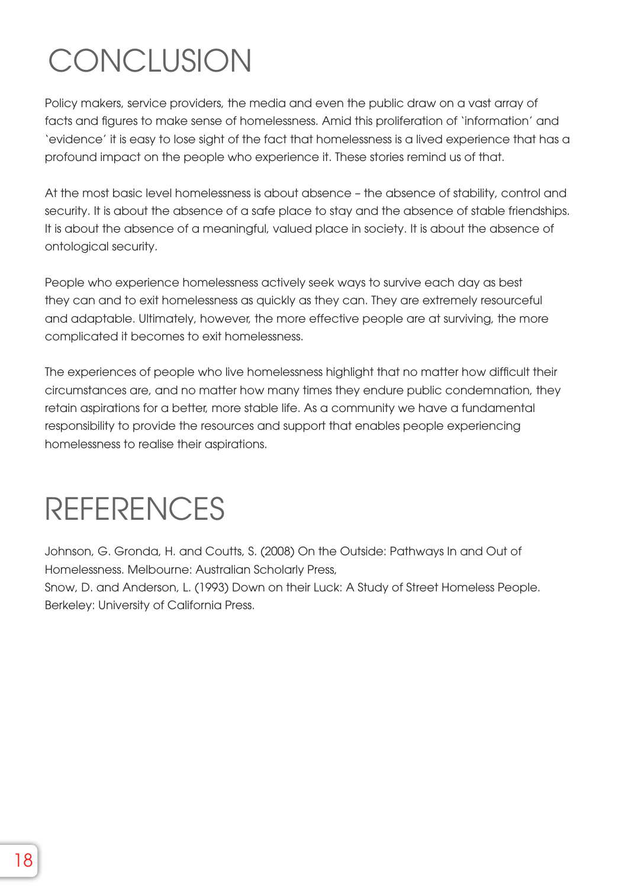# CONCLUSION

Policy makers, service providers, the media and even the public draw on a vast array of facts and figures to make sense of homelessness. Amid this proliferation of 'information' and 'evidence' it is easy to lose sight of the fact that homelessness is a lived experience that has a profound impact on the people who experience it. These stories remind us of that.

At the most basic level homelessness is about absence – the absence of stability, control and security. It is about the absence of a safe place to stay and the absence of stable friendships. It is about the absence of a meaningful, valued place in society. It is about the absence of ontological security.

People who experience homelessness actively seek ways to survive each day as best they can and to exit homelessness as quickly as they can. They are extremely resourceful and adaptable. Ultimately, however, the more effective people are at surviving, the more complicated it becomes to exit homelessness.

The experiences of people who live homelessness highlight that no matter how difficult their circumstances are, and no matter how many times they endure public condemnation, they retain aspirations for a better, more stable life. As a community we have a fundamental responsibility to provide the resources and support that enables people experiencing homelessness to realise their aspirations.

# REFERENCES

Johnson, G. Gronda, H. and Coutts, S. (2008) On the Outside: Pathways In and Out of Homelessness. Melbourne: Australian Scholarly Press,

Snow, D. and Anderson, L. (1993) Down on their Luck: A Study of Street Homeless People. Berkeley: University of California Press.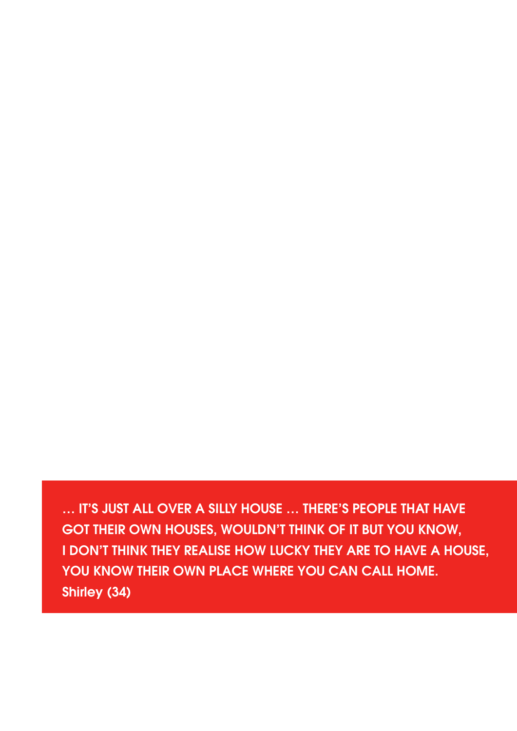**… IT'S JUST ALL OVER A SILLY HOUSE … THERE'S PEOPLE THAT HAVE GOT THEIR OWN HOUSES, WOULDN'T THINK OF IT BUT YOU KNOW, I DON'T THINK THEY REALISE HOW LUCKY THEY ARE TO HAVE A HOUSE, YOU KNOW THEIR OWN PLACE WHERE YOU CAN CALL HOME.**
**Shirley (34)**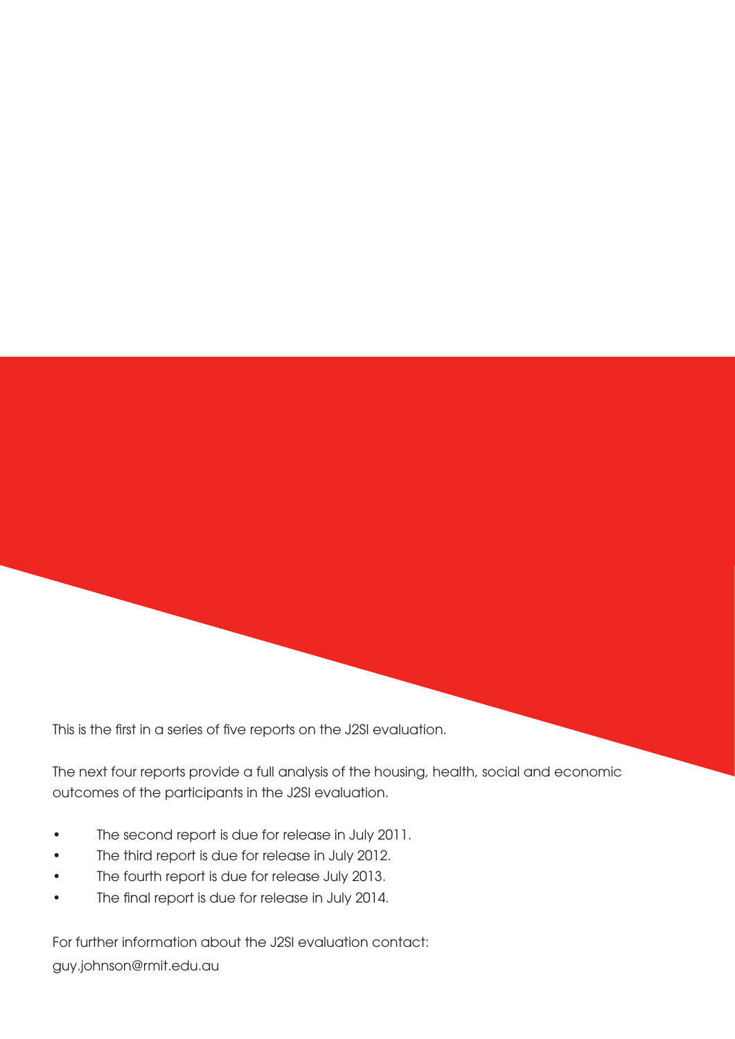This is the first in a series of five reports on the J2SI evaluation.

The next four reports provide a full analysis of the housing, health, social and economic outcomes of the participants in the J2SI evaluation.

- The second report is due for release in July 2011.
- The third report is due for release in July 2012.
- The fourth report is due for release July 2013.
- The final report is due for release in July 2014.

For further information about the J2SI evaluation contact:
guy.johnson@rmit.edu.au